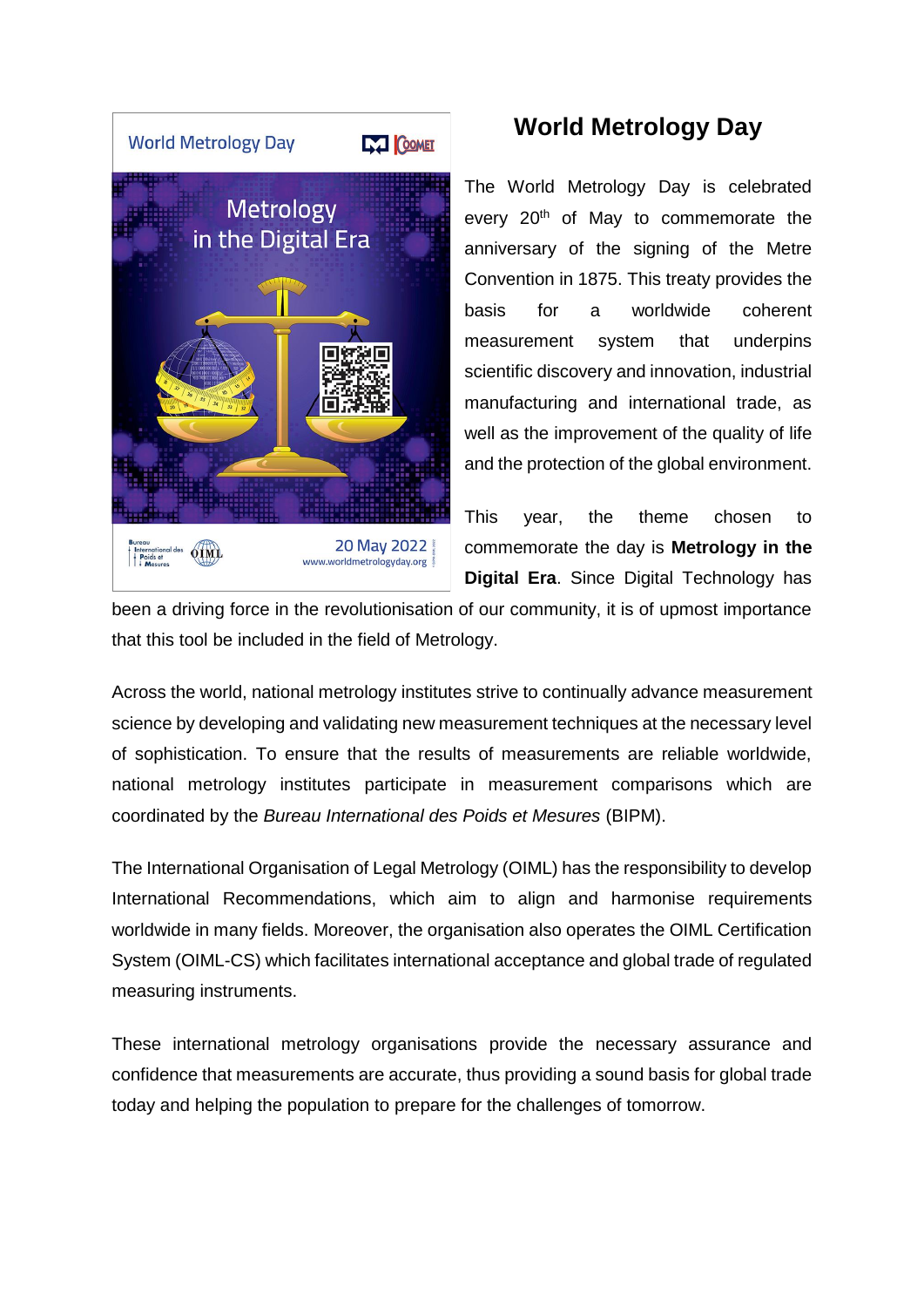# World Metrology Day

The World Metrology Day is celebrated every 20th of May to commemorate the anniversary of the signing of the Metre Convention in 1875. This treaty provides the basis for a worldwide coherent measurement system that underpins scientific discovery and innovation, industrial manufacturing and international trade, as well as the improvement of the quality of life and the protection of the global environment.

This year, the theme chosen to commemorate the day is **Metrology in the Digital Era**. Since Digital Technology has been a driving force in the revolutionisation of our community, it is of upmost importance that this tool be included in the field of Metrology.

Across the world, national metrology institutes strive to continually advance measurement science by developing and validating new measurement techniques at the necessary level of sophistication. To ensure that the results of measurements are reliable worldwide, national metrology institutes participate in measurement comparisons which are coordinated by the *Bureau International des Poids et Mesures* (BIPM).

The International Organisation of Legal Metrology (OIML) has the responsibility to develop International Recommendations, which aim to align and harmonise requirements worldwide in many fields. Moreover, the organisation also operates the OIML Certification System (OIML-CS) which facilitates international acceptance and global trade of regulated measuring instruments.

These international metrology organisations provide the necessary assurance and confidence that measurements are accurate, thus providing a sound basis for global trade today and helping the population to prepare for the challenges of tomorrow.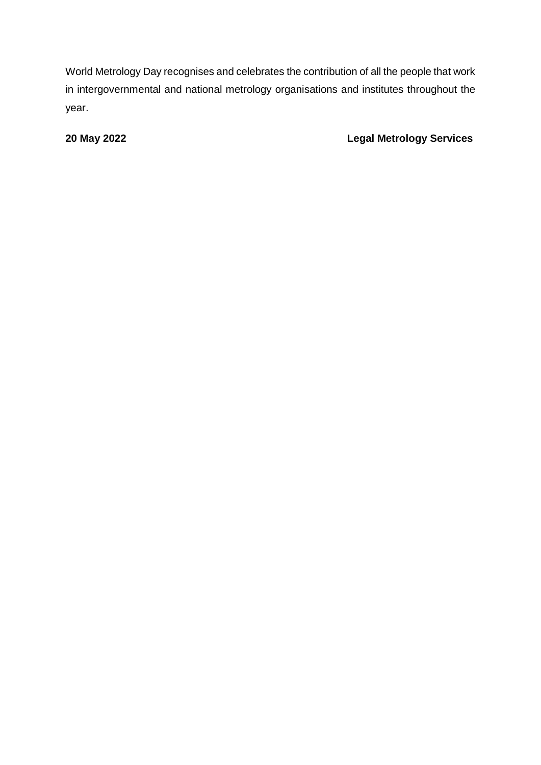World Metrology Day recognises and celebrates the contribution of all the people that work in intergovernmental and national metrology organisations and institutes throughout the year.

**20 May 2022** **Legal Metrology Services**